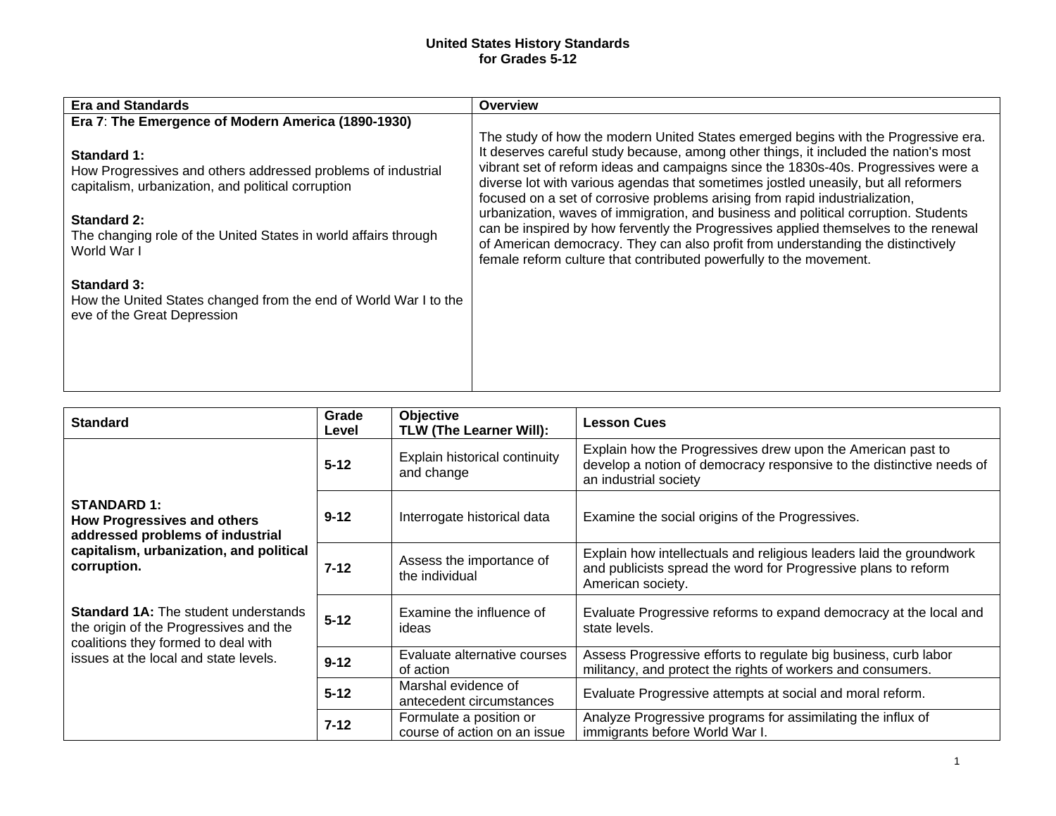# United States History Standards for Grades 5-12

| Era and Standards | Overview |
|---|---|
| **Era 7**: **The Emergence of Modern America (1890-1930)**<br><br>**Standard 1:**<br>How Progressives and others addressed problems of industrial capitalism, urbanization, and political corruption<br><br>**Standard 2:**<br>The changing role of the United States in world affairs through World War I<br><br>**Standard 3:**<br>How the United States changed from the end of World War I to the eve of the Great Depression | The study of how the modern United States emerged begins with the Progressive era. It deserves careful study because, among other things, it included the nation's most vibrant set of reform ideas and campaigns since the 1830s-40s. Progressives were a diverse lot with various agendas that sometimes jostled uneasily, but all reformers focused on a set of corrosive problems arising from rapid industrialization, urbanization, waves of immigration, and business and political corruption. Students can be inspired by how fervently the Progressives applied themselves to the renewal of American democracy. They can also profit from understanding the distinctively female reform culture that contributed powerfully to the movement. |

| Standard | Grade Level | Objective TLW (The Learner Will): | Lesson Cues |
|---|---|---|---|
| **STANDARD 1: How Progressives and others addressed problems of industrial capitalism, urbanization, and political corruption.**<br><br>**Standard 1A:** The student understands the origin of the Progressives and the coalitions they formed to deal with issues at the local and state levels. | **5-12** | Explain historical continuity and change | Explain how the Progressives drew upon the American past to develop a notion of democracy responsive to the distinctive needs of an industrial society |
| | **9-12** | Interrogate historical data | Examine the social origins of the Progressives. |
| | **7-12** | Assess the importance of the individual | Explain how intellectuals and religious leaders laid the groundwork and publicists spread the word for Progressive plans to reform American society. |
| | **5-12** | Examine the influence of ideas | Evaluate Progressive reforms to expand democracy at the local and state levels. |
| | **9-12** | Evaluate alternative courses of action | Assess Progressive efforts to regulate big business, curb labor militancy, and protect the rights of workers and consumers. |
| | **5-12** | Marshal evidence of antecedent circumstances | Evaluate Progressive attempts at social and moral reform. |
| | **7-12** | Formulate a position or course of action on an issue | Analyze Progressive programs for assimilating the influx of immigrants before World War I. |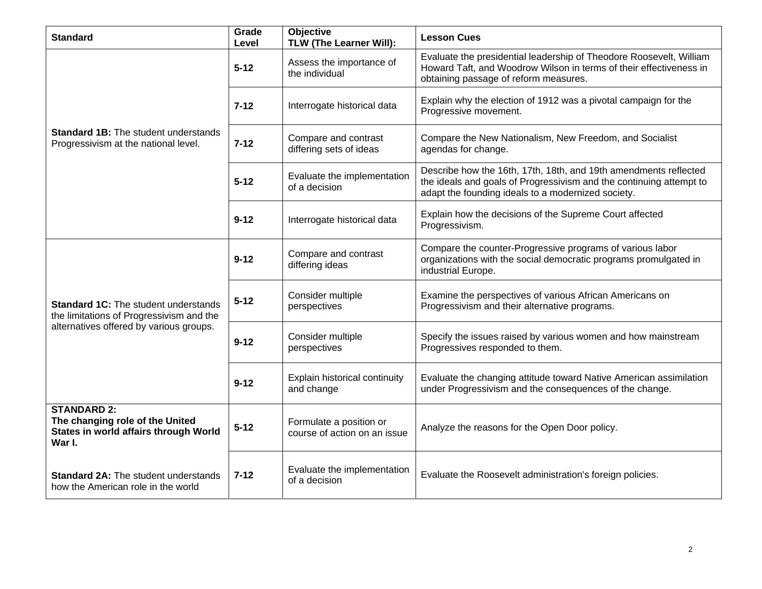| Standard | Grade Level | Objective TLW (The Learner Will): | Lesson Cues |
|---|---|---|---|
| **Standard 1B:** The student understands Progressivism at the national level. | **5-12** | Assess the importance of the individual | Evaluate the presidential leadership of Theodore Roosevelt, William Howard Taft, and Woodrow Wilson in terms of their effectiveness in obtaining passage of reform measures. |
| | **7-12** | Interrogate historical data | Explain why the election of 1912 was a pivotal campaign for the Progressive movement. |
| | **7-12** | Compare and contrast differing sets of ideas | Compare the New Nationalism, New Freedom, and Socialist agendas for change. |
| | **5-12** | Evaluate the implementation of a decision | Describe how the 16th, 17th, 18th, and 19th amendments reflected the ideals and goals of Progressivism and the continuing attempt to adapt the founding ideals to a modernized society. |
| | **9-12** | Interrogate historical data | Explain how the decisions of the Supreme Court affected Progressivism. |
| **Standard 1C:** The student understands the limitations of Progressivism and the alternatives offered by various groups. | **9-12** | Compare and contrast differing ideas | Compare the counter-Progressive programs of various labor organizations with the social democratic programs promulgated in industrial Europe. |
| | **5-12** | Consider multiple perspectives | Examine the perspectives of various African Americans on Progressivism and their alternative programs. |
| | **9-12** | Consider multiple perspectives | Specify the issues raised by various women and how mainstream Progressives responded to them. |
| | **9-12** | Explain historical continuity and change | Evaluate the changing attitude toward Native American assimilation under Progressivism and the consequences of the change. |
| **STANDARD 2: The changing role of the United States in world affairs through World War I.** | **5-12** | Formulate a position or course of action on an issue | Analyze the reasons for the Open Door policy. |
| **Standard 2A:** The student understands how the American role in the world | **7-12** | Evaluate the implementation of a decision | Evaluate the Roosevelt administration's foreign policies. |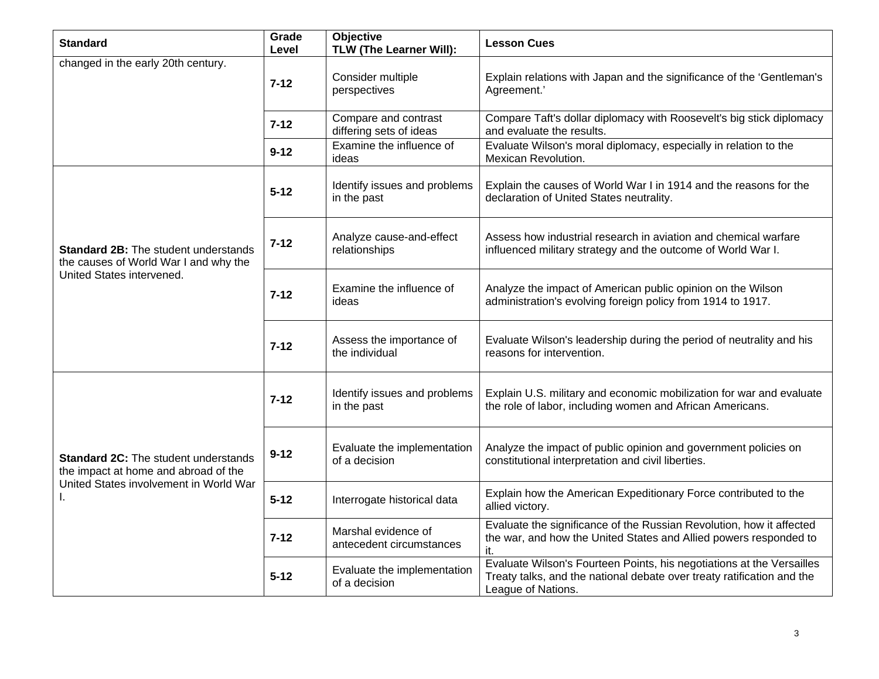| Standard | Grade Level | Objective TLW (The Learner Will): | Lesson Cues |
| --- | --- | --- | --- |
| changed in the early 20th century. | **7-12** | Consider multiple perspectives | Explain relations with Japan and the significance of the 'Gentleman's Agreement.' |
| | **7-12** | Compare and contrast differing sets of ideas | Compare Taft's dollar diplomacy with Roosevelt's big stick diplomacy and evaluate the results. |
| | **9-12** | Examine the influence of ideas | Evaluate Wilson's moral diplomacy, especially in relation to the Mexican Revolution. |
| **Standard 2B:** The student understands the causes of World War I and why the United States intervened. | **5-12** | Identify issues and problems in the past | Explain the causes of World War I in 1914 and the reasons for the declaration of United States neutrality. |
| | **7-12** | Analyze cause-and-effect relationships | Assess how industrial research in aviation and chemical warfare influenced military strategy and the outcome of World War I. |
| | **7-12** | Examine the influence of ideas | Analyze the impact of American public opinion on the Wilson administration's evolving foreign policy from 1914 to 1917. |
| | **7-12** | Assess the importance of the individual | Evaluate Wilson's leadership during the period of neutrality and his reasons for intervention. |
| **Standard 2C:** The student understands the impact at home and abroad of the United States involvement in World War I. | **7-12** | Identify issues and problems in the past | Explain U.S. military and economic mobilization for war and evaluate the role of labor, including women and African Americans. |
| | **9-12** | Evaluate the implementation of a decision | Analyze the impact of public opinion and government policies on constitutional interpretation and civil liberties. |
| | **5-12** | Interrogate historical data | Explain how the American Expeditionary Force contributed to the allied victory. |
| | **7-12** | Marshal evidence of antecedent circumstances | Evaluate the significance of the Russian Revolution, how it affected the war, and how the United States and Allied powers responded to it. |
| | **5-12** | Evaluate the implementation of a decision | Evaluate Wilson's Fourteen Points, his negotiations at the Versailles Treaty talks, and the national debate over treaty ratification and the League of Nations. |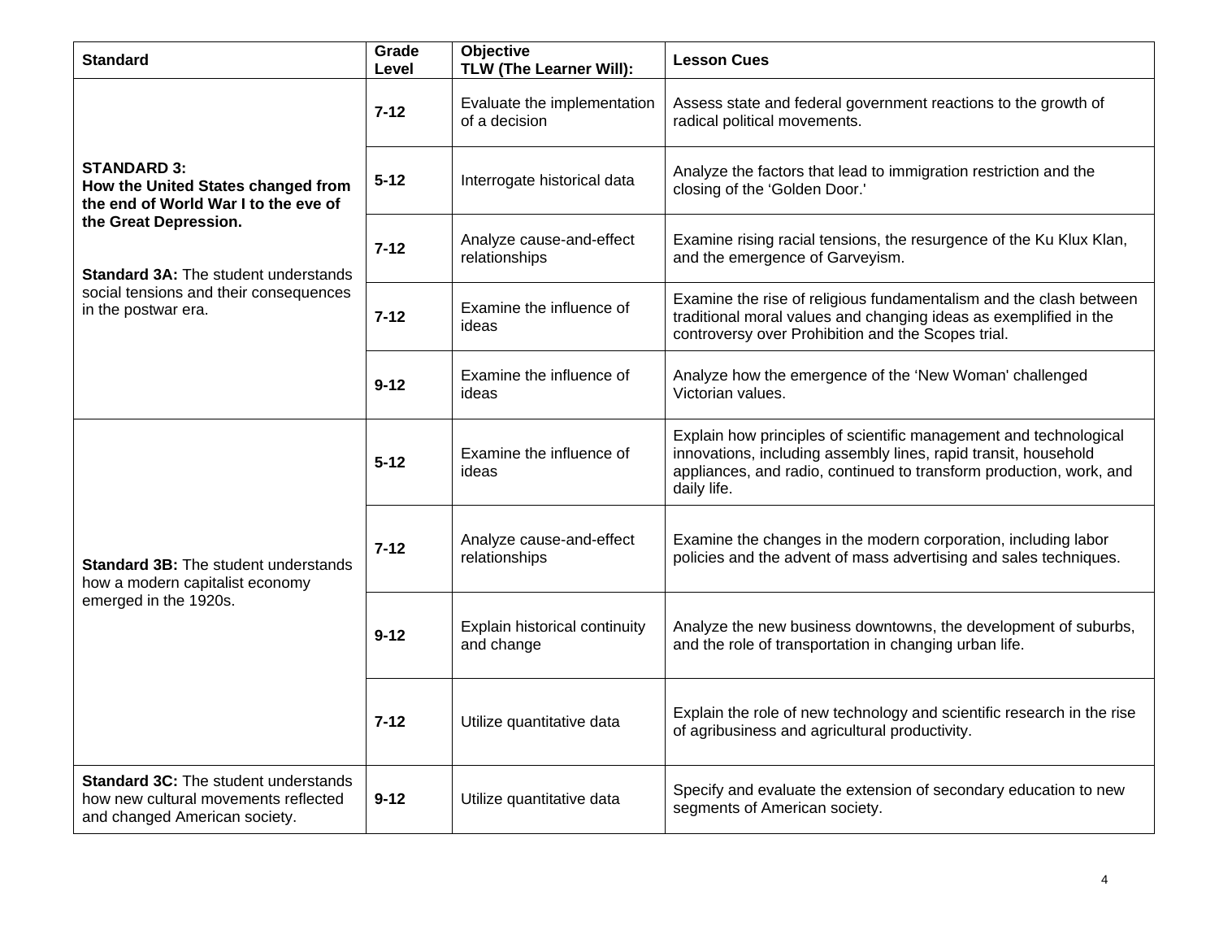| Standard | Grade Level | Objective TLW (The Learner Will): | Lesson Cues |
|---|---|---|---|
| **STANDARD 3: How the United States changed from the end of World War I to the eve of the Great Depression.**<br><br>**Standard 3A:** The student understands social tensions and their consequences in the postwar era. | **7-12** | Evaluate the implementation of a decision | Assess state and federal government reactions to the growth of radical political movements. |
| | **5-12** | Interrogate historical data | Analyze the factors that lead to immigration restriction and the closing of the 'Golden Door.' |
| | **7-12** | Analyze cause-and-effect relationships | Examine rising racial tensions, the resurgence of the Ku Klux Klan, and the emergence of Garveyism. |
| | **7-12** | Examine the influence of ideas | Examine the rise of religious fundamentalism and the clash between traditional moral values and changing ideas as exemplified in the controversy over Prohibition and the Scopes trial. |
| | **9-12** | Examine the influence of ideas | Analyze how the emergence of the 'New Woman' challenged Victorian values. |
| **Standard 3B:** The student understands how a modern capitalist economy emerged in the 1920s. | **5-12** | Examine the influence of ideas | Explain how principles of scientific management and technological innovations, including assembly lines, rapid transit, household appliances, and radio, continued to transform production, work, and daily life. |
| | **7-12** | Analyze cause-and-effect relationships | Examine the changes in the modern corporation, including labor policies and the advent of mass advertising and sales techniques. |
| | **9-12** | Explain historical continuity and change | Analyze the new business downtowns, the development of suburbs, and the role of transportation in changing urban life. |
| | **7-12** | Utilize quantitative data | Explain the role of new technology and scientific research in the rise of agribusiness and agricultural productivity. |
| **Standard 3C:** The student understands how new cultural movements reflected and changed American society. | **9-12** | Utilize quantitative data | Specify and evaluate the extension of secondary education to new segments of American society. |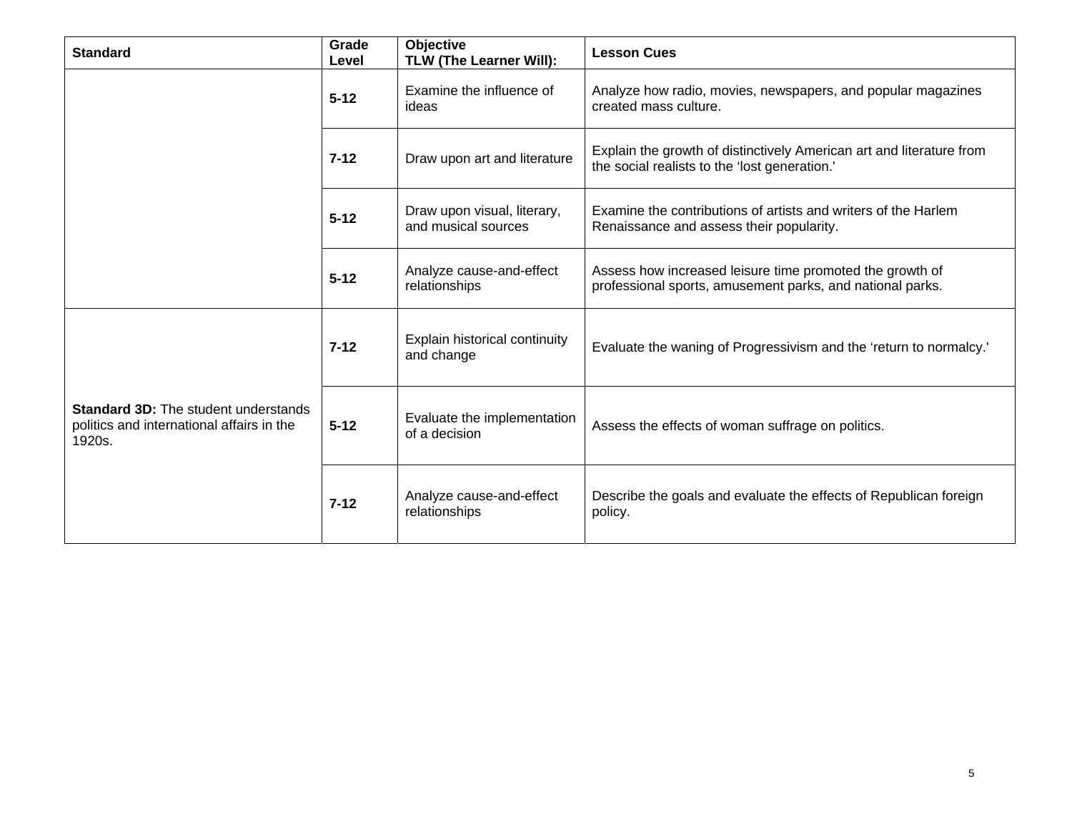| Standard | Grade Level | Objective TLW (The Learner Will): | Lesson Cues |
|---|---|---|---|
| | **5-12** | Examine the influence of ideas | Analyze how radio, movies, newspapers, and popular magazines created mass culture. |
| | **7-12** | Draw upon art and literature | Explain the growth of distinctively American art and literature from the social realists to the 'lost generation.' |
| | **5-12** | Draw upon visual, literary, and musical sources | Examine the contributions of artists and writers of the Harlem Renaissance and assess their popularity. |
| | **5-12** | Analyze cause-and-effect relationships | Assess how increased leisure time promoted the growth of professional sports, amusement parks, and national parks. |
| **Standard 3D:** The student understands politics and international affairs in the 1920s. | **7-12** | Explain historical continuity and change | Evaluate the waning of Progressivism and the 'return to normalcy.' |
| | **5-12** | Evaluate the implementation of a decision | Assess the effects of woman suffrage on politics. |
| | **7-12** | Analyze cause-and-effect relationships | Describe the goals and evaluate the effects of Republican foreign policy. |